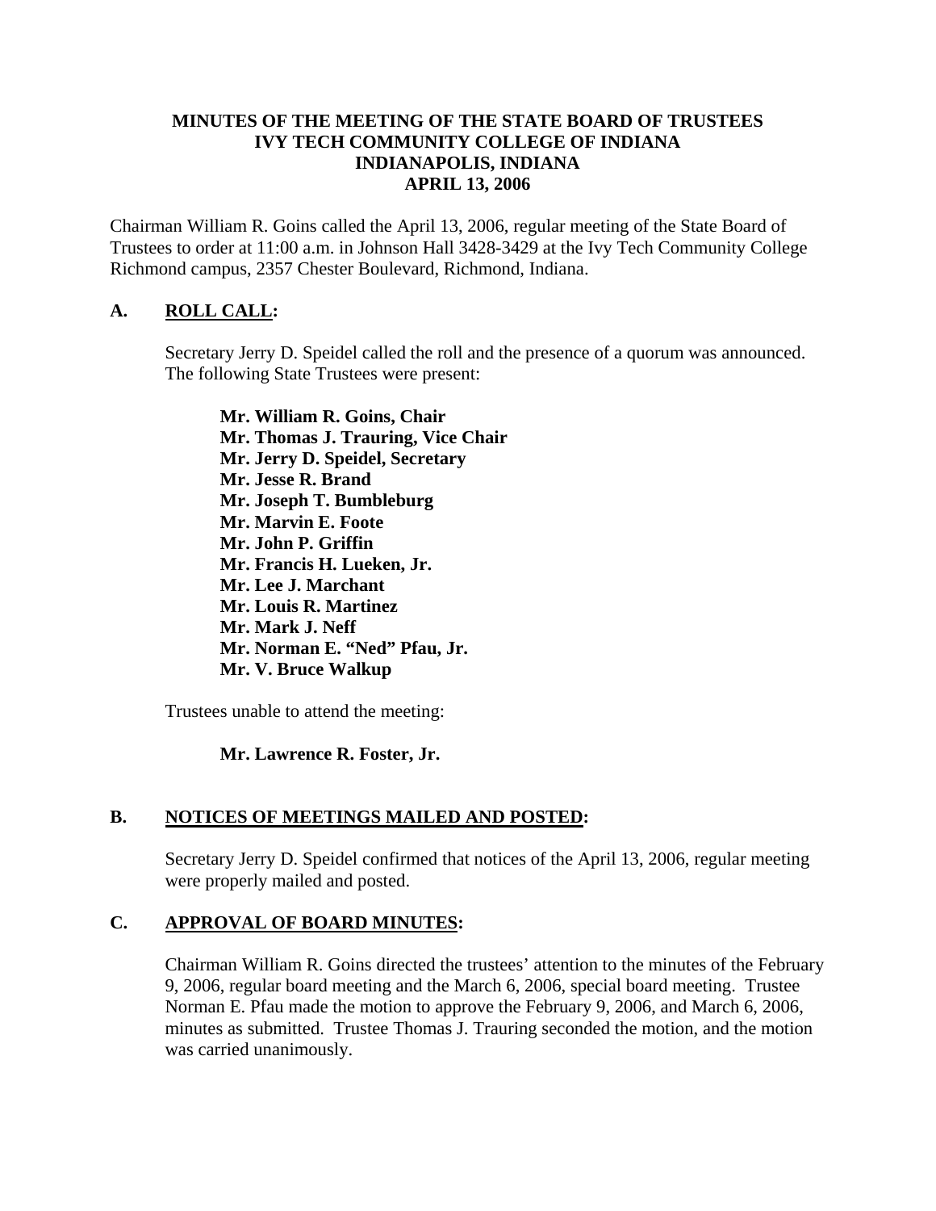**MINUTES OF THE MEETING OF THE STATE BOARD OF TRUSTEES**
**IVY TECH COMMUNITY COLLEGE OF INDIANA**
**INDIANAPOLIS, INDIANA**
**APRIL 13, 2006**

Chairman William R. Goins called the April 13, 2006, regular meeting of the State Board of Trustees to order at 11:00 a.m. in Johnson Hall 3428-3429 at the Ivy Tech Community College Richmond campus, 2357 Chester Boulevard, Richmond, Indiana.

## A. ROLL CALL:

Secretary Jerry D. Speidel called the roll and the presence of a quorum was announced. The following State Trustees were present:

**Mr. William R. Goins, Chair**
**Mr. Thomas J. Trauring, Vice Chair**
**Mr. Jerry D. Speidel, Secretary**
**Mr. Jesse R. Brand**
**Mr. Joseph T. Bumbleburg**
**Mr. Marvin E. Foote**
**Mr. John P. Griffin**
**Mr. Francis H. Lueken, Jr.**
**Mr. Lee J. Marchant**
**Mr. Louis R. Martinez**
**Mr. Mark J. Neff**
**Mr. Norman E. "Ned" Pfau, Jr.**
**Mr. V. Bruce Walkup**

Trustees unable to attend the meeting:

**Mr. Lawrence R. Foster, Jr.**

## B. NOTICES OF MEETINGS MAILED AND POSTED:

Secretary Jerry D. Speidel confirmed that notices of the April 13, 2006, regular meeting were properly mailed and posted.

## C. APPROVAL OF BOARD MINUTES:

Chairman William R. Goins directed the trustees' attention to the minutes of the February 9, 2006, regular board meeting and the March 6, 2006, special board meeting. Trustee Norman E. Pfau made the motion to approve the February 9, 2006, and March 6, 2006, minutes as submitted. Trustee Thomas J. Trauring seconded the motion, and the motion was carried unanimously.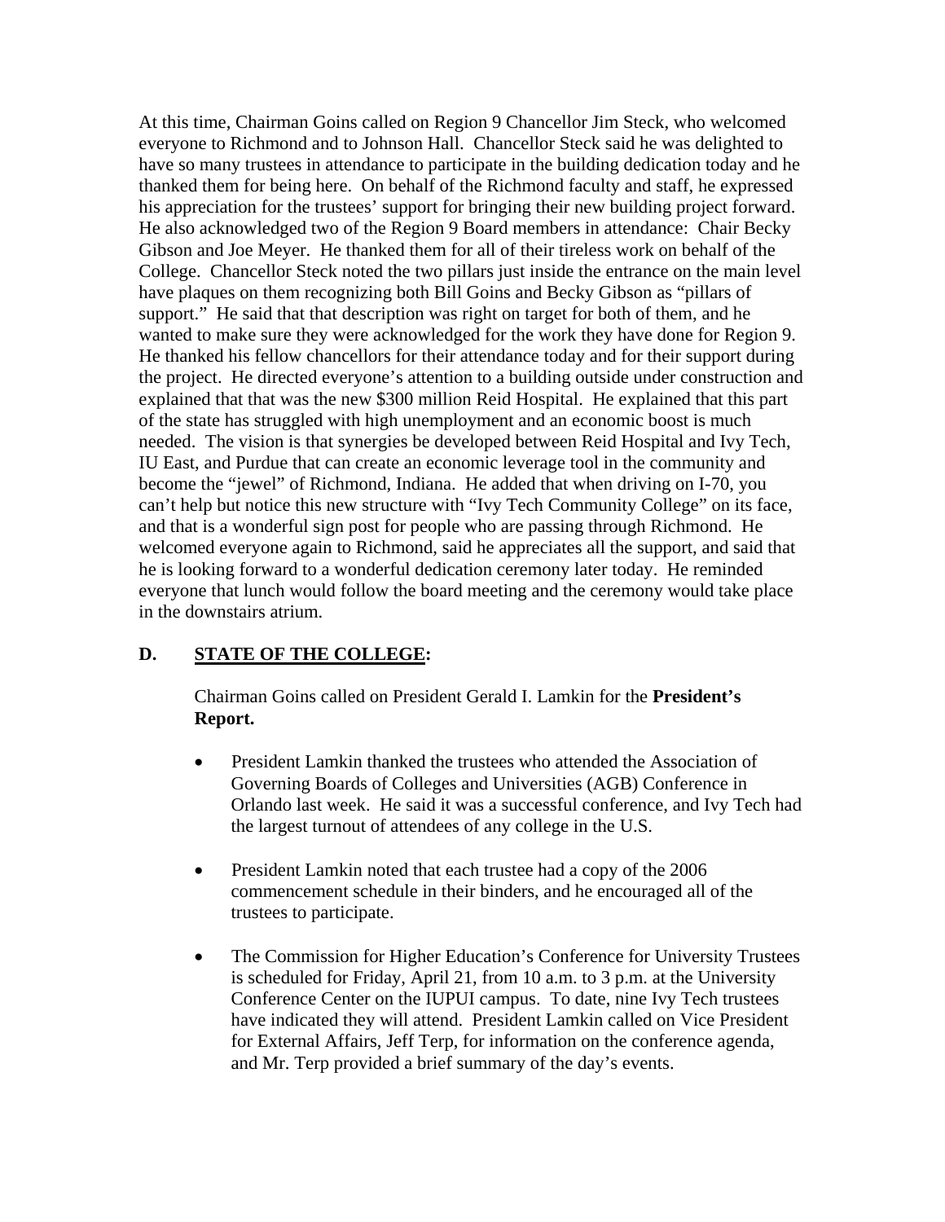At this time, Chairman Goins called on Region 9 Chancellor Jim Steck, who welcomed everyone to Richmond and to Johnson Hall. Chancellor Steck said he was delighted to have so many trustees in attendance to participate in the building dedication today and he thanked them for being here. On behalf of the Richmond faculty and staff, he expressed his appreciation for the trustees' support for bringing their new building project forward. He also acknowledged two of the Region 9 Board members in attendance: Chair Becky Gibson and Joe Meyer. He thanked them for all of their tireless work on behalf of the College. Chancellor Steck noted the two pillars just inside the entrance on the main level have plaques on them recognizing both Bill Goins and Becky Gibson as "pillars of support." He said that that description was right on target for both of them, and he wanted to make sure they were acknowledged for the work they have done for Region 9. He thanked his fellow chancellors for their attendance today and for their support during the project. He directed everyone's attention to a building outside under construction and explained that that was the new $300 million Reid Hospital. He explained that this part of the state has struggled with high unemployment and an economic boost is much needed. The vision is that synergies be developed between Reid Hospital and Ivy Tech, IU East, and Purdue that can create an economic leverage tool in the community and become the "jewel" of Richmond, Indiana. He added that when driving on I-70, you can't help but notice this new structure with "Ivy Tech Community College" on its face, and that is a wonderful sign post for people who are passing through Richmond. He welcomed everyone again to Richmond, said he appreciates all the support, and said that he is looking forward to a wonderful dedication ceremony later today. He reminded everyone that lunch would follow the board meeting and the ceremony would take place in the downstairs atrium.

## D. STATE OF THE COLLEGE:

Chairman Goins called on President Gerald I. Lamkin for the **President's Report.**

- President Lamkin thanked the trustees who attended the Association of Governing Boards of Colleges and Universities (AGB) Conference in Orlando last week. He said it was a successful conference, and Ivy Tech had the largest turnout of attendees of any college in the U.S.

- President Lamkin noted that each trustee had a copy of the 2006 commencement schedule in their binders, and he encouraged all of the trustees to participate.

- The Commission for Higher Education's Conference for University Trustees is scheduled for Friday, April 21, from 10 a.m. to 3 p.m. at the University Conference Center on the IUPUI campus. To date, nine Ivy Tech trustees have indicated they will attend. President Lamkin called on Vice President for External Affairs, Jeff Terp, for information on the conference agenda, and Mr. Terp provided a brief summary of the day's events.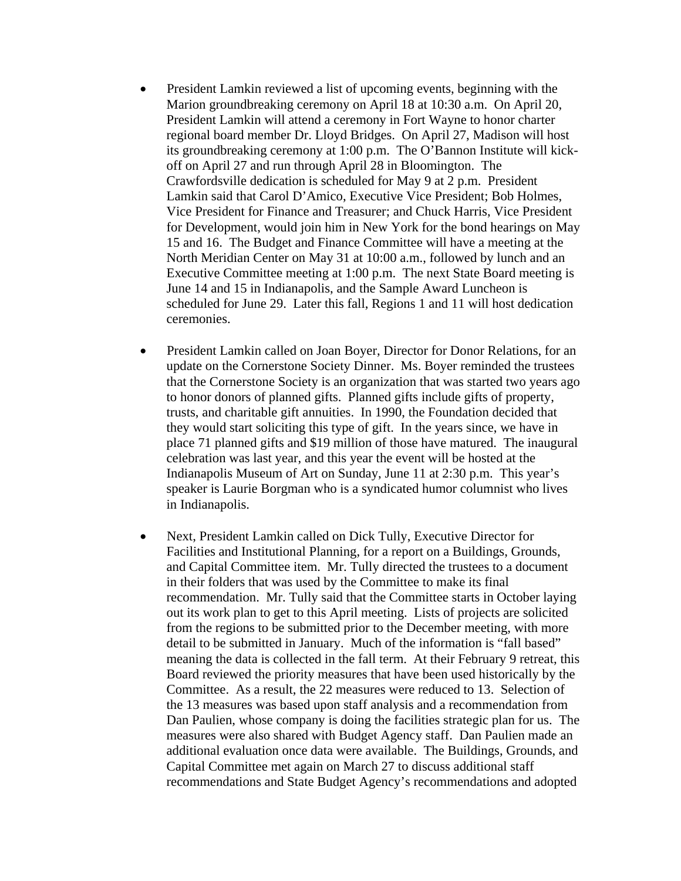- President Lamkin reviewed a list of upcoming events, beginning with the Marion groundbreaking ceremony on April 18 at 10:30 a.m. On April 20, President Lamkin will attend a ceremony in Fort Wayne to honor charter regional board member Dr. Lloyd Bridges. On April 27, Madison will host its groundbreaking ceremony at 1:00 p.m. The O'Bannon Institute will kick-off on April 27 and run through April 28 in Bloomington. The Crawfordsville dedication is scheduled for May 9 at 2 p.m. President Lamkin said that Carol D'Amico, Executive Vice President; Bob Holmes, Vice President for Finance and Treasurer; and Chuck Harris, Vice President for Development, would join him in New York for the bond hearings on May 15 and 16. The Budget and Finance Committee will have a meeting at the North Meridian Center on May 31 at 10:00 a.m., followed by lunch and an Executive Committee meeting at 1:00 p.m. The next State Board meeting is June 14 and 15 in Indianapolis, and the Sample Award Luncheon is scheduled for June 29. Later this fall, Regions 1 and 11 will host dedication ceremonies.

- President Lamkin called on Joan Boyer, Director for Donor Relations, for an update on the Cornerstone Society Dinner. Ms. Boyer reminded the trustees that the Cornerstone Society is an organization that was started two years ago to honor donors of planned gifts. Planned gifts include gifts of property, trusts, and charitable gift annuities. In 1990, the Foundation decided that they would start soliciting this type of gift. In the years since, we have in place 71 planned gifts and $19 million of those have matured. The inaugural celebration was last year, and this year the event will be hosted at the Indianapolis Museum of Art on Sunday, June 11 at 2:30 p.m. This year's speaker is Laurie Borgman who is a syndicated humor columnist who lives in Indianapolis.

- Next, President Lamkin called on Dick Tully, Executive Director for Facilities and Institutional Planning, for a report on a Buildings, Grounds, and Capital Committee item. Mr. Tully directed the trustees to a document in their folders that was used by the Committee to make its final recommendation. Mr. Tully said that the Committee starts in October laying out its work plan to get to this April meeting. Lists of projects are solicited from the regions to be submitted prior to the December meeting, with more detail to be submitted in January. Much of the information is "fall based" meaning the data is collected in the fall term. At their February 9 retreat, this Board reviewed the priority measures that have been used historically by the Committee. As a result, the 22 measures were reduced to 13. Selection of the 13 measures was based upon staff analysis and a recommendation from Dan Paulien, whose company is doing the facilities strategic plan for us. The measures were also shared with Budget Agency staff. Dan Paulien made an additional evaluation once data were available. The Buildings, Grounds, and Capital Committee met again on March 27 to discuss additional staff recommendations and State Budget Agency's recommendations and adopted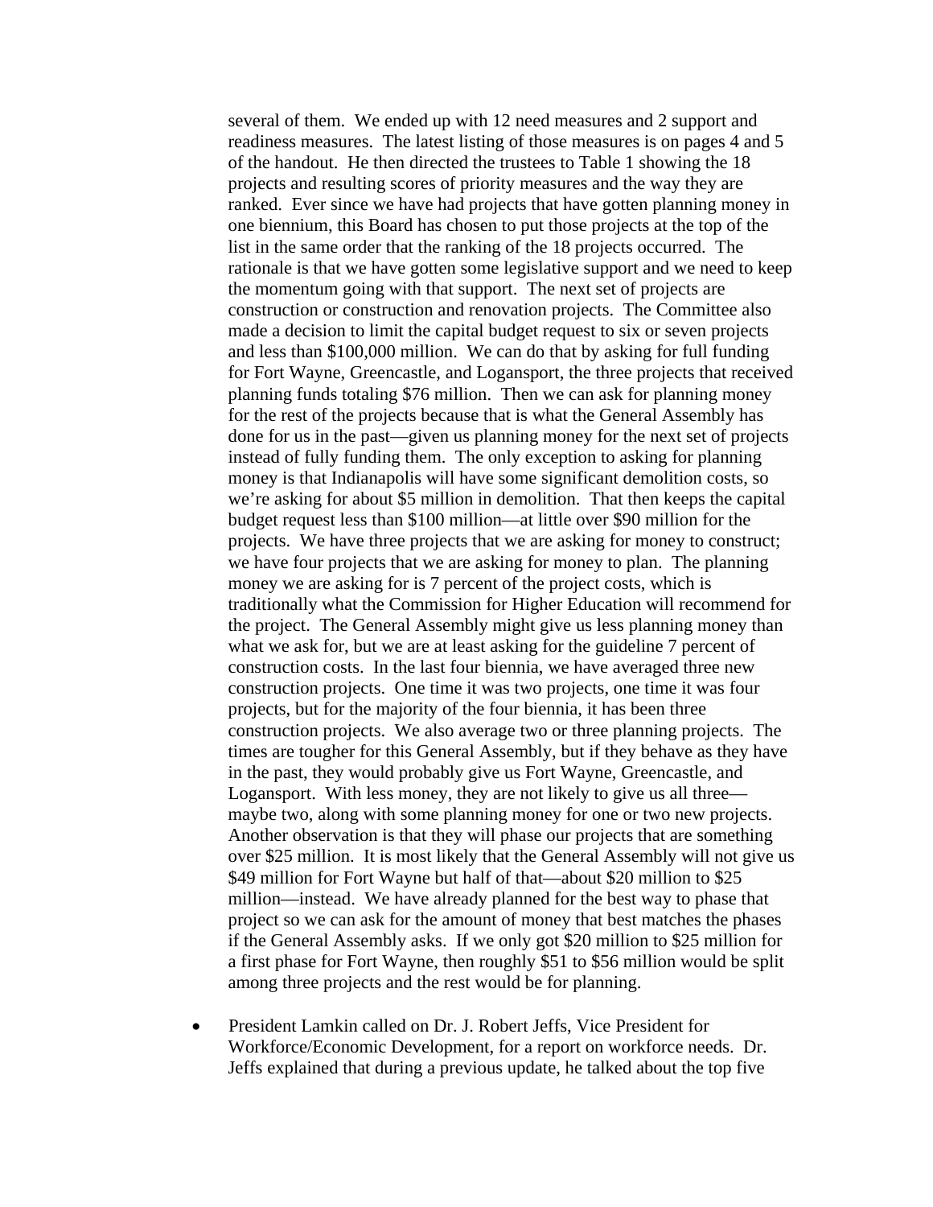several of them. We ended up with 12 need measures and 2 support and readiness measures. The latest listing of those measures is on pages 4 and 5 of the handout. He then directed the trustees to Table 1 showing the 18 projects and resulting scores of priority measures and the way they are ranked. Ever since we have had projects that have gotten planning money in one biennium, this Board has chosen to put those projects at the top of the list in the same order that the ranking of the 18 projects occurred. The rationale is that we have gotten some legislative support and we need to keep the momentum going with that support. The next set of projects are construction or construction and renovation projects. The Committee also made a decision to limit the capital budget request to six or seven projects and less than $100,000 million. We can do that by asking for full funding for Fort Wayne, Greencastle, and Logansport, the three projects that received planning funds totaling $76 million. Then we can ask for planning money for the rest of the projects because that is what the General Assembly has done for us in the past—given us planning money for the next set of projects instead of fully funding them. The only exception to asking for planning money is that Indianapolis will have some significant demolition costs, so we're asking for about $5 million in demolition. That then keeps the capital budget request less than $100 million—at little over $90 million for the projects. We have three projects that we are asking for money to construct; we have four projects that we are asking for money to plan. The planning money we are asking for is 7 percent of the project costs, which is traditionally what the Commission for Higher Education will recommend for the project. The General Assembly might give us less planning money than what we ask for, but we are at least asking for the guideline 7 percent of construction costs. In the last four biennia, we have averaged three new construction projects. One time it was two projects, one time it was four projects, but for the majority of the four biennia, it has been three construction projects. We also average two or three planning projects. The times are tougher for this General Assembly, but if they behave as they have in the past, they would probably give us Fort Wayne, Greencastle, and Logansport. With less money, they are not likely to give us all three—maybe two, along with some planning money for one or two new projects. Another observation is that they will phase our projects that are something over $25 million. It is most likely that the General Assembly will not give us $49 million for Fort Wayne but half of that—about $20 million to $25 million—instead. We have already planned for the best way to phase that project so we can ask for the amount of money that best matches the phases if the General Assembly asks. If we only got $20 million to $25 million for a first phase for Fort Wayne, then roughly $51 to $56 million would be split among three projects and the rest would be for planning.

- President Lamkin called on Dr. J. Robert Jeffs, Vice President for Workforce/Economic Development, for a report on workforce needs. Dr. Jeffs explained that during a previous update, he talked about the top five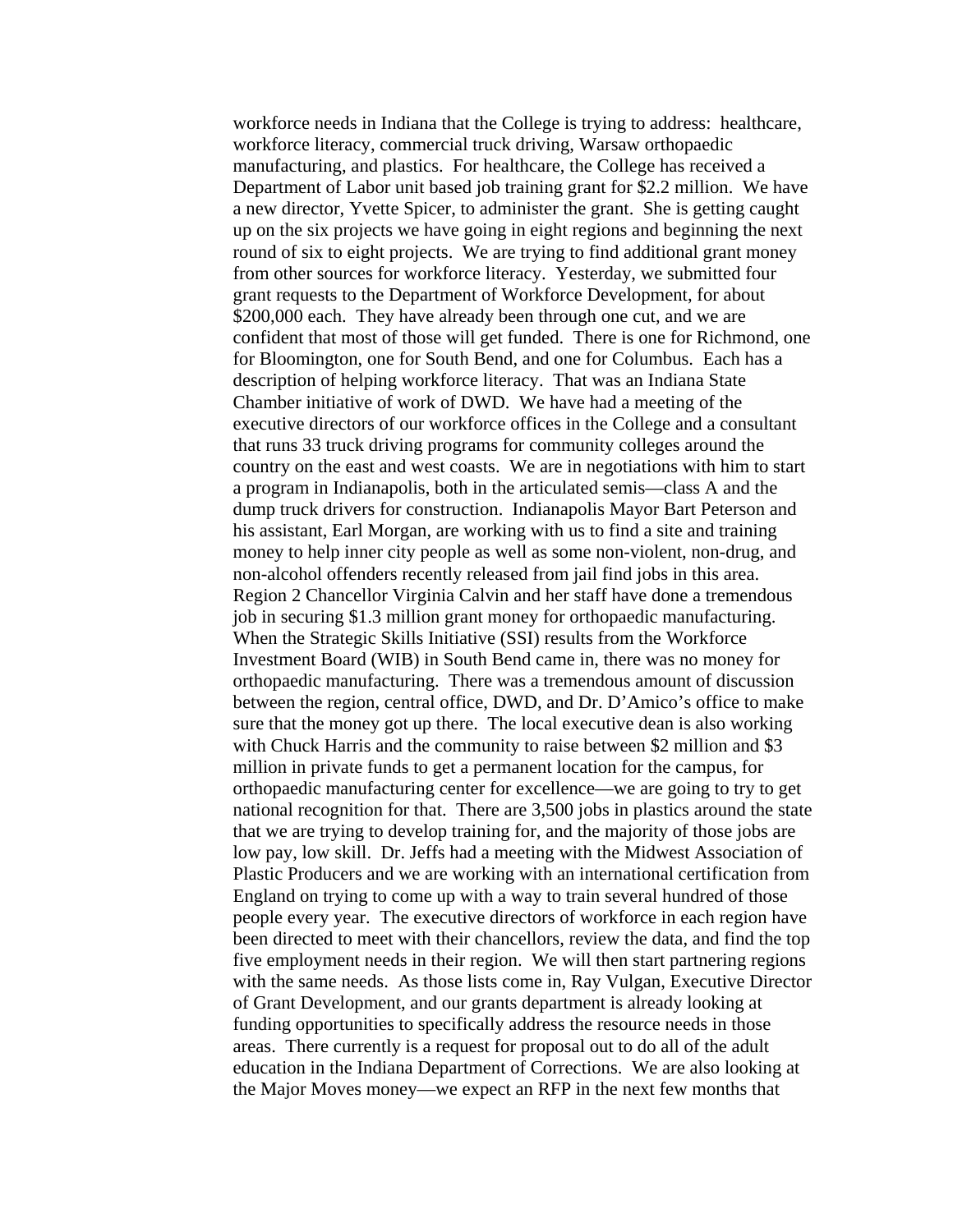workforce needs in Indiana that the College is trying to address: healthcare, workforce literacy, commercial truck driving, Warsaw orthopaedic manufacturing, and plastics. For healthcare, the College has received a Department of Labor unit based job training grant for $2.2 million. We have a new director, Yvette Spicer, to administer the grant. She is getting caught up on the six projects we have going in eight regions and beginning the next round of six to eight projects. We are trying to find additional grant money from other sources for workforce literacy. Yesterday, we submitted four grant requests to the Department of Workforce Development, for about $200,000 each. They have already been through one cut, and we are confident that most of those will get funded. There is one for Richmond, one for Bloomington, one for South Bend, and one for Columbus. Each has a description of helping workforce literacy. That was an Indiana State Chamber initiative of work of DWD. We have had a meeting of the executive directors of our workforce offices in the College and a consultant that runs 33 truck driving programs for community colleges around the country on the east and west coasts. We are in negotiations with him to start a program in Indianapolis, both in the articulated semis—class A and the dump truck drivers for construction. Indianapolis Mayor Bart Peterson and his assistant, Earl Morgan, are working with us to find a site and training money to help inner city people as well as some non-violent, non-drug, and non-alcohol offenders recently released from jail find jobs in this area. Region 2 Chancellor Virginia Calvin and her staff have done a tremendous job in securing $1.3 million grant money for orthopaedic manufacturing. When the Strategic Skills Initiative (SSI) results from the Workforce Investment Board (WIB) in South Bend came in, there was no money for orthopaedic manufacturing. There was a tremendous amount of discussion between the region, central office, DWD, and Dr. D'Amico's office to make sure that the money got up there. The local executive dean is also working with Chuck Harris and the community to raise between $2 million and $3 million in private funds to get a permanent location for the campus, for orthopaedic manufacturing center for excellence—we are going to try to get national recognition for that. There are 3,500 jobs in plastics around the state that we are trying to develop training for, and the majority of those jobs are low pay, low skill. Dr. Jeffs had a meeting with the Midwest Association of Plastic Producers and we are working with an international certification from England on trying to come up with a way to train several hundred of those people every year. The executive directors of workforce in each region have been directed to meet with their chancellors, review the data, and find the top five employment needs in their region. We will then start partnering regions with the same needs. As those lists come in, Ray Vulgan, Executive Director of Grant Development, and our grants department is already looking at funding opportunities to specifically address the resource needs in those areas. There currently is a request for proposal out to do all of the adult education in the Indiana Department of Corrections. We are also looking at the Major Moves money—we expect an RFP in the next few months that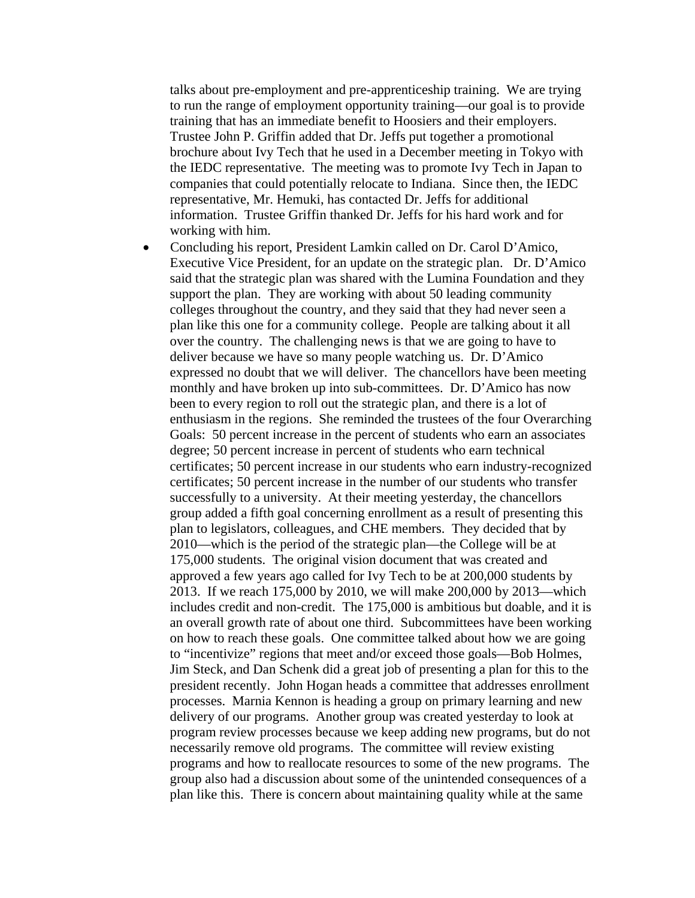talks about pre-employment and pre-apprenticeship training. We are trying to run the range of employment opportunity training—our goal is to provide training that has an immediate benefit to Hoosiers and their employers. Trustee John P. Griffin added that Dr. Jeffs put together a promotional brochure about Ivy Tech that he used in a December meeting in Tokyo with the IEDC representative. The meeting was to promote Ivy Tech in Japan to companies that could potentially relocate to Indiana. Since then, the IEDC representative, Mr. Hemuki, has contacted Dr. Jeffs for additional information. Trustee Griffin thanked Dr. Jeffs for his hard work and for working with him.

- Concluding his report, President Lamkin called on Dr. Carol D'Amico, Executive Vice President, for an update on the strategic plan. Dr. D'Amico said that the strategic plan was shared with the Lumina Foundation and they support the plan. They are working with about 50 leading community colleges throughout the country, and they said that they had never seen a plan like this one for a community college. People are talking about it all over the country. The challenging news is that we are going to have to deliver because we have so many people watching us. Dr. D'Amico expressed no doubt that we will deliver. The chancellors have been meeting monthly and have broken up into sub-committees. Dr. D'Amico has now been to every region to roll out the strategic plan, and there is a lot of enthusiasm in the regions. She reminded the trustees of the four Overarching Goals: 50 percent increase in the percent of students who earn an associates degree; 50 percent increase in percent of students who earn technical certificates; 50 percent increase in our students who earn industry-recognized certificates; 50 percent increase in the number of our students who transfer successfully to a university. At their meeting yesterday, the chancellors group added a fifth goal concerning enrollment as a result of presenting this plan to legislators, colleagues, and CHE members. They decided that by 2010—which is the period of the strategic plan—the College will be at 175,000 students. The original vision document that was created and approved a few years ago called for Ivy Tech to be at 200,000 students by 2013. If we reach 175,000 by 2010, we will make 200,000 by 2013—which includes credit and non-credit. The 175,000 is ambitious but doable, and it is an overall growth rate of about one third. Subcommittees have been working on how to reach these goals. One committee talked about how we are going to "incentivize" regions that meet and/or exceed those goals—Bob Holmes, Jim Steck, and Dan Schenk did a great job of presenting a plan for this to the president recently. John Hogan heads a committee that addresses enrollment processes. Marnia Kennon is heading a group on primary learning and new delivery of our programs. Another group was created yesterday to look at program review processes because we keep adding new programs, but do not necessarily remove old programs. The committee will review existing programs and how to reallocate resources to some of the new programs. The group also had a discussion about some of the unintended consequences of a plan like this. There is concern about maintaining quality while at the same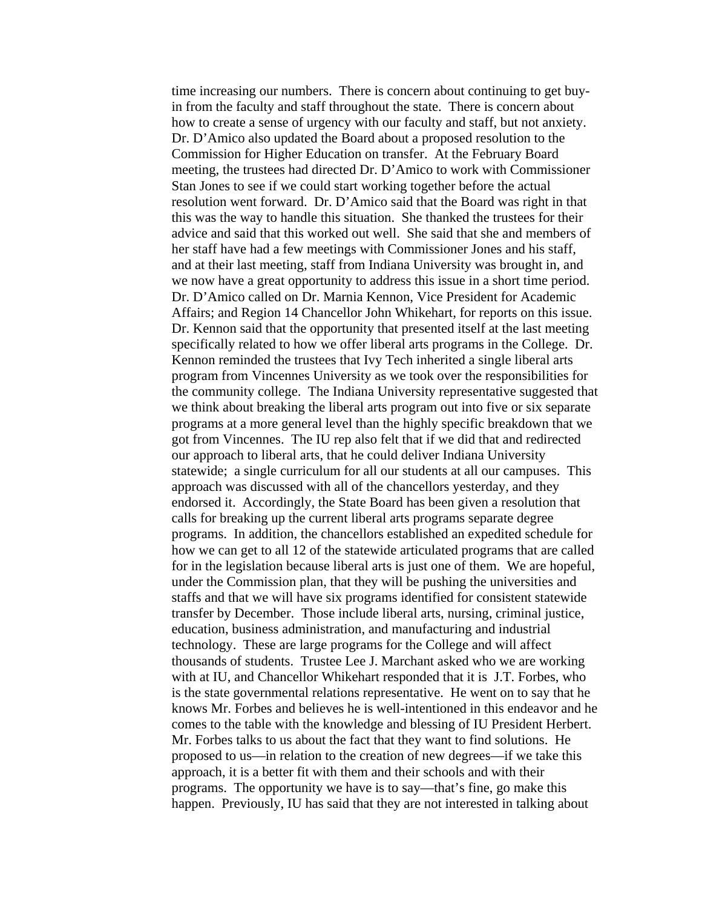time increasing our numbers. There is concern about continuing to get buy-in from the faculty and staff throughout the state. There is concern about how to create a sense of urgency with our faculty and staff, but not anxiety. Dr. D'Amico also updated the Board about a proposed resolution to the Commission for Higher Education on transfer. At the February Board meeting, the trustees had directed Dr. D'Amico to work with Commissioner Stan Jones to see if we could start working together before the actual resolution went forward. Dr. D'Amico said that the Board was right in that this was the way to handle this situation. She thanked the trustees for their advice and said that this worked out well. She said that she and members of her staff have had a few meetings with Commissioner Jones and his staff, and at their last meeting, staff from Indiana University was brought in, and we now have a great opportunity to address this issue in a short time period. Dr. D'Amico called on Dr. Marnia Kennon, Vice President for Academic Affairs; and Region 14 Chancellor John Whikehart, for reports on this issue. Dr. Kennon said that the opportunity that presented itself at the last meeting specifically related to how we offer liberal arts programs in the College. Dr. Kennon reminded the trustees that Ivy Tech inherited a single liberal arts program from Vincennes University as we took over the responsibilities for the community college. The Indiana University representative suggested that we think about breaking the liberal arts program out into five or six separate programs at a more general level than the highly specific breakdown that we got from Vincennes. The IU rep also felt that if we did that and redirected our approach to liberal arts, that he could deliver Indiana University statewide; a single curriculum for all our students at all our campuses. This approach was discussed with all of the chancellors yesterday, and they endorsed it. Accordingly, the State Board has been given a resolution that calls for breaking up the current liberal arts programs separate degree programs. In addition, the chancellors established an expedited schedule for how we can get to all 12 of the statewide articulated programs that are called for in the legislation because liberal arts is just one of them. We are hopeful, under the Commission plan, that they will be pushing the universities and staffs and that we will have six programs identified for consistent statewide transfer by December. Those include liberal arts, nursing, criminal justice, education, business administration, and manufacturing and industrial technology. These are large programs for the College and will affect thousands of students. Trustee Lee J. Marchant asked who we are working with at IU, and Chancellor Whikehart responded that it is J.T. Forbes, who is the state governmental relations representative. He went on to say that he knows Mr. Forbes and believes he is well-intentioned in this endeavor and he comes to the table with the knowledge and blessing of IU President Herbert. Mr. Forbes talks to us about the fact that they want to find solutions. He proposed to us—in relation to the creation of new degrees—if we take this approach, it is a better fit with them and their schools and with their programs. The opportunity we have is to say—that's fine, go make this happen. Previously, IU has said that they are not interested in talking about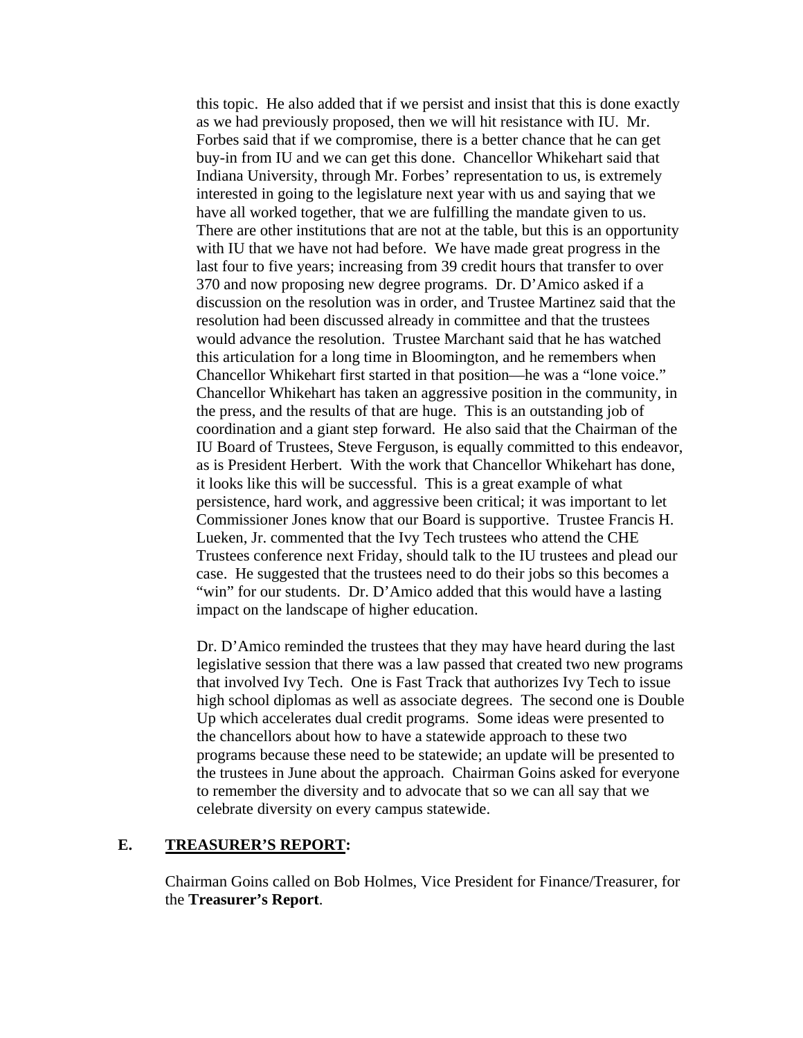this topic. He also added that if we persist and insist that this is done exactly as we had previously proposed, then we will hit resistance with IU. Mr. Forbes said that if we compromise, there is a better chance that he can get buy-in from IU and we can get this done. Chancellor Whikehart said that Indiana University, through Mr. Forbes' representation to us, is extremely interested in going to the legislature next year with us and saying that we have all worked together, that we are fulfilling the mandate given to us. There are other institutions that are not at the table, but this is an opportunity with IU that we have not had before. We have made great progress in the last four to five years; increasing from 39 credit hours that transfer to over 370 and now proposing new degree programs. Dr. D'Amico asked if a discussion on the resolution was in order, and Trustee Martinez said that the resolution had been discussed already in committee and that the trustees would advance the resolution. Trustee Marchant said that he has watched this articulation for a long time in Bloomington, and he remembers when Chancellor Whikehart first started in that position—he was a "lone voice." Chancellor Whikehart has taken an aggressive position in the community, in the press, and the results of that are huge. This is an outstanding job of coordination and a giant step forward. He also said that the Chairman of the IU Board of Trustees, Steve Ferguson, is equally committed to this endeavor, as is President Herbert. With the work that Chancellor Whikehart has done, it looks like this will be successful. This is a great example of what persistence, hard work, and aggressive been critical; it was important to let Commissioner Jones know that our Board is supportive. Trustee Francis H. Lueken, Jr. commented that the Ivy Tech trustees who attend the CHE Trustees conference next Friday, should talk to the IU trustees and plead our case. He suggested that the trustees need to do their jobs so this becomes a "win" for our students. Dr. D'Amico added that this would have a lasting impact on the landscape of higher education.

Dr. D'Amico reminded the trustees that they may have heard during the last legislative session that there was a law passed that created two new programs that involved Ivy Tech. One is Fast Track that authorizes Ivy Tech to issue high school diplomas as well as associate degrees. The second one is Double Up which accelerates dual credit programs. Some ideas were presented to the chancellors about how to have a statewide approach to these two programs because these need to be statewide; an update will be presented to the trustees in June about the approach. Chairman Goins asked for everyone to remember the diversity and to advocate that so we can all say that we celebrate diversity on every campus statewide.

## E. TREASURER'S REPORT:

Chairman Goins called on Bob Holmes, Vice President for Finance/Treasurer, for the **Treasurer's Report**.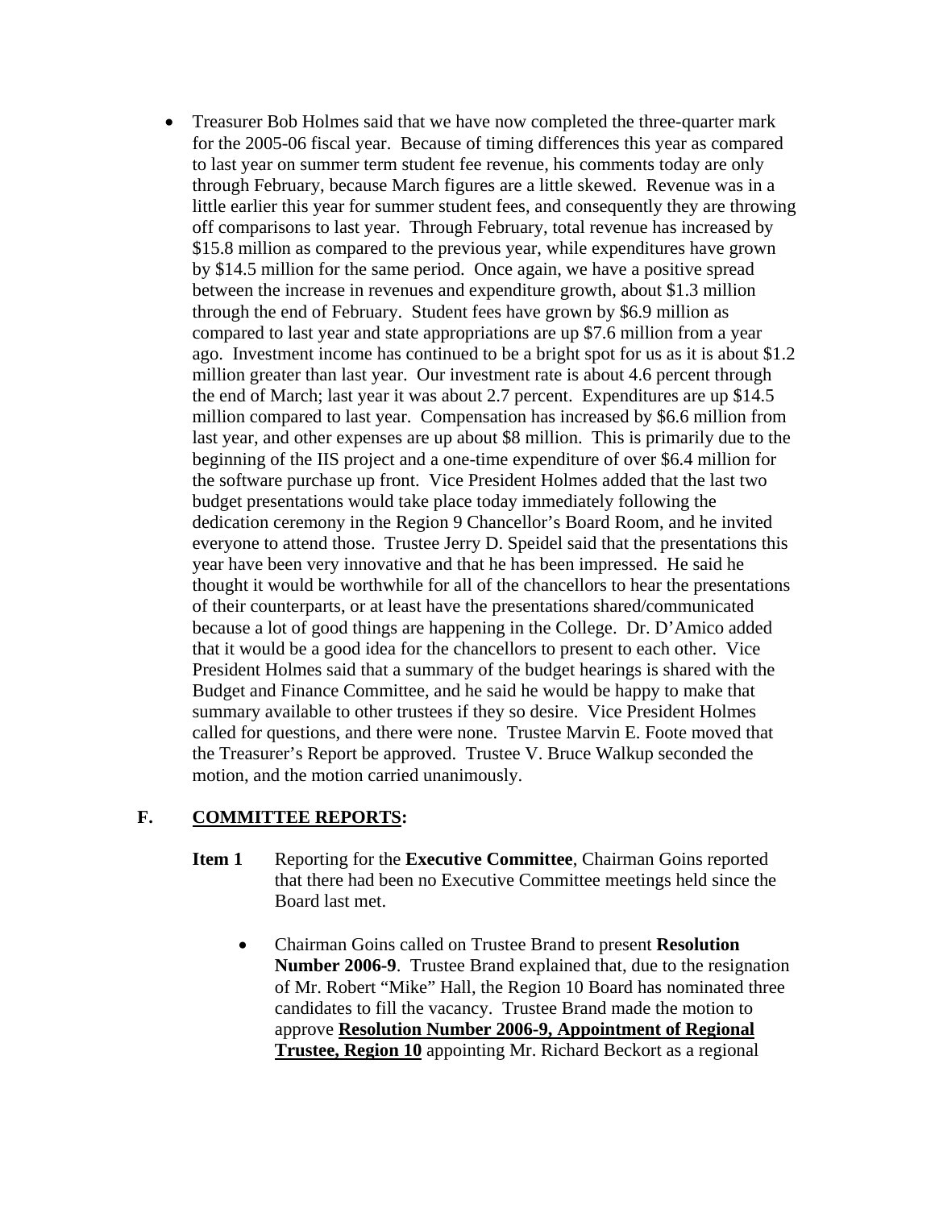- Treasurer Bob Holmes said that we have now completed the three-quarter mark for the 2005-06 fiscal year. Because of timing differences this year as compared to last year on summer term student fee revenue, his comments today are only through February, because March figures are a little skewed. Revenue was in a little earlier this year for summer student fees, and consequently they are throwing off comparisons to last year. Through February, total revenue has increased by \$15.8 million as compared to the previous year, while expenditures have grown by \$14.5 million for the same period. Once again, we have a positive spread between the increase in revenues and expenditure growth, about \$1.3 million through the end of February. Student fees have grown by \$6.9 million as compared to last year and state appropriations are up \$7.6 million from a year ago. Investment income has continued to be a bright spot for us as it is about \$1.2 million greater than last year. Our investment rate is about 4.6 percent through the end of March; last year it was about 2.7 percent. Expenditures are up \$14.5 million compared to last year. Compensation has increased by \$6.6 million from last year, and other expenses are up about \$8 million. This is primarily due to the beginning of the IIS project and a one-time expenditure of over \$6.4 million for the software purchase up front. Vice President Holmes added that the last two budget presentations would take place today immediately following the dedication ceremony in the Region 9 Chancellor's Board Room, and he invited everyone to attend those. Trustee Jerry D. Speidel said that the presentations this year have been very innovative and that he has been impressed. He said he thought it would be worthwhile for all of the chancellors to hear the presentations of their counterparts, or at least have the presentations shared/communicated because a lot of good things are happening in the College. Dr. D'Amico added that it would be a good idea for the chancellors to present to each other. Vice President Holmes said that a summary of the budget hearings is shared with the Budget and Finance Committee, and he said he would be happy to make that summary available to other trustees if they so desire. Vice President Holmes called for questions, and there were none. Trustee Marvin E. Foote moved that the Treasurer's Report be approved. Trustee V. Bruce Walkup seconded the motion, and the motion carried unanimously.

## F. <u>COMMITTEE REPORTS</u>:

**Item 1** Reporting for the **Executive Committee**, Chairman Goins reported that there had been no Executive Committee meetings held since the Board last met.

- Chairman Goins called on Trustee Brand to present **Resolution Number 2006-9**. Trustee Brand explained that, due to the resignation of Mr. Robert "Mike" Hall, the Region 10 Board has nominated three candidates to fill the vacancy. Trustee Brand made the motion to approve **<u>Resolution Number 2006-9, Appointment of Regional Trustee, Region 10</u>** appointing Mr. Richard Beckort as a regional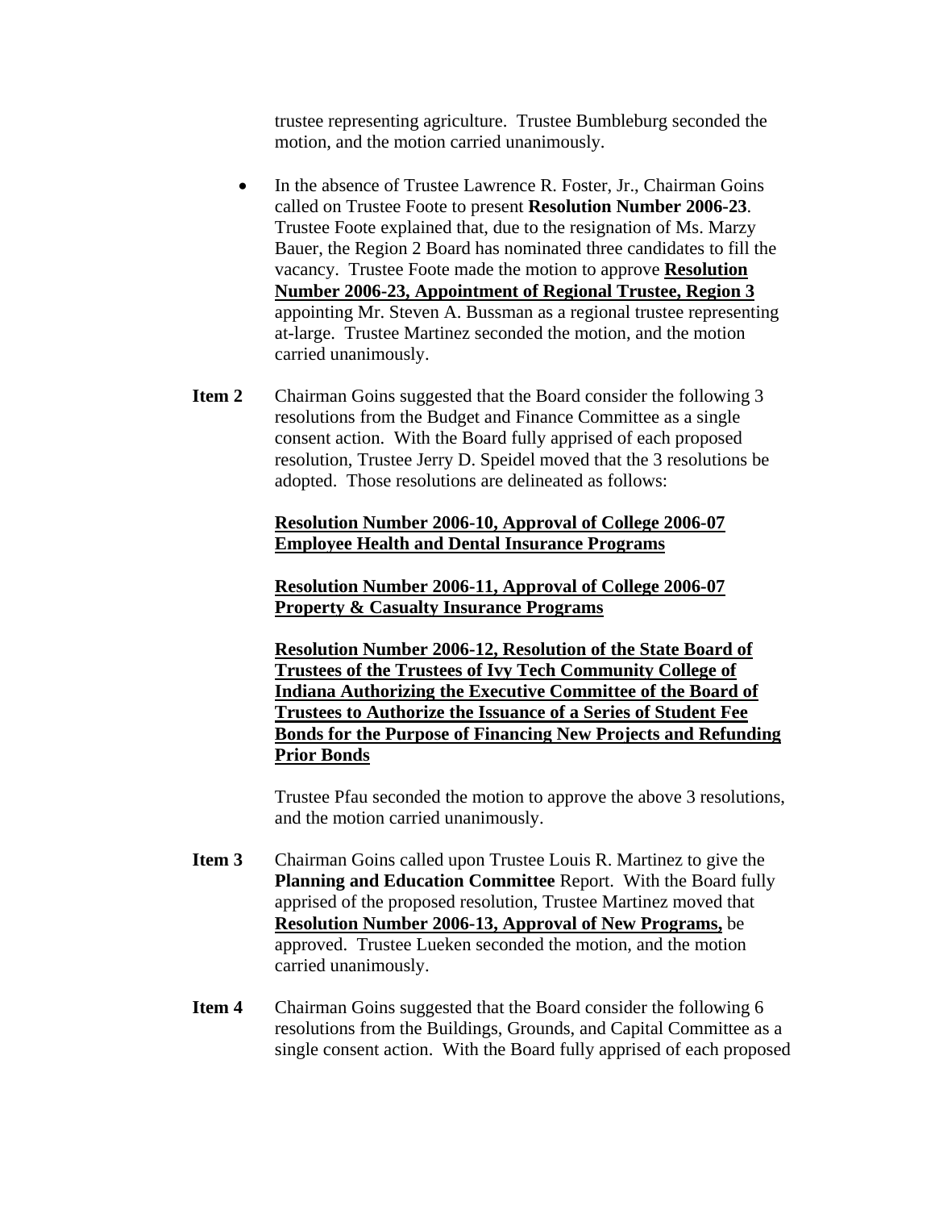trustee representing agriculture. Trustee Bumbleburg seconded the motion, and the motion carried unanimously.

- In the absence of Trustee Lawrence R. Foster, Jr., Chairman Goins called on Trustee Foote to present **Resolution Number 2006-23**. Trustee Foote explained that, due to the resignation of Ms. Marzy Bauer, the Region 2 Board has nominated three candidates to fill the vacancy. Trustee Foote made the motion to approve **<u>Resolution Number 2006-23, Appointment of Regional Trustee, Region 3</u>** appointing Mr. Steven A. Bussman as a regional trustee representing at-large. Trustee Martinez seconded the motion, and the motion carried unanimously.

**Item 2** Chairman Goins suggested that the Board consider the following 3 resolutions from the Budget and Finance Committee as a single consent action. With the Board fully apprised of each proposed resolution, Trustee Jerry D. Speidel moved that the 3 resolutions be adopted. Those resolutions are delineated as follows:

**<u>Resolution Number 2006-10, Approval of College 2006-07 Employee Health and Dental Insurance Programs</u>**

**<u>Resolution Number 2006-11, Approval of College 2006-07 Property & Casualty Insurance Programs</u>**

**<u>Resolution Number 2006-12, Resolution of the State Board of Trustees of the Trustees of Ivy Tech Community College of Indiana Authorizing the Executive Committee of the Board of Trustees to Authorize the Issuance of a Series of Student Fee Bonds for the Purpose of Financing New Projects and Refunding Prior Bonds</u>**

Trustee Pfau seconded the motion to approve the above 3 resolutions, and the motion carried unanimously.

**Item 3** Chairman Goins called upon Trustee Louis R. Martinez to give the **Planning and Education Committee** Report. With the Board fully apprised of the proposed resolution, Trustee Martinez moved that **<u>Resolution Number 2006-13, Approval of New Programs,</u>** be approved. Trustee Lueken seconded the motion, and the motion carried unanimously.

**Item 4** Chairman Goins suggested that the Board consider the following 6 resolutions from the Buildings, Grounds, and Capital Committee as a single consent action. With the Board fully apprised of each proposed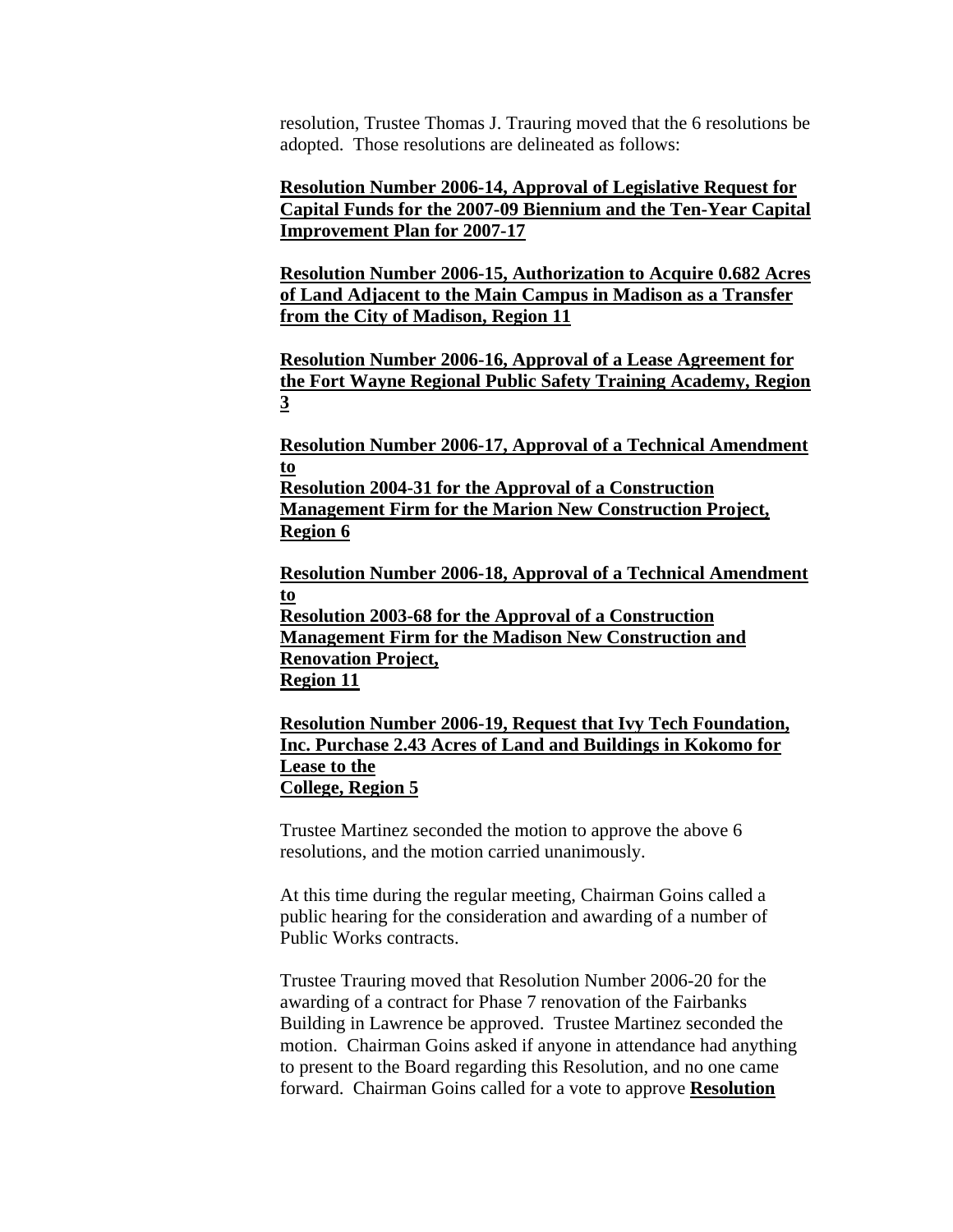resolution, Trustee Thomas J. Trauring moved that the 6 resolutions be adopted. Those resolutions are delineated as follows:

**Resolution Number 2006-14, Approval of Legislative Request for Capital Funds for the 2007-09 Biennium and the Ten-Year Capital Improvement Plan for 2007-17**

**Resolution Number 2006-15, Authorization to Acquire 0.682 Acres of Land Adjacent to the Main Campus in Madison as a Transfer from the City of Madison, Region 11**

**Resolution Number 2006-16, Approval of a Lease Agreement for the Fort Wayne Regional Public Safety Training Academy, Region 3**

**Resolution Number 2006-17, Approval of a Technical Amendment to Resolution 2004-31 for the Approval of a Construction Management Firm for the Marion New Construction Project, Region 6**

**Resolution Number 2006-18, Approval of a Technical Amendment to Resolution 2003-68 for the Approval of a Construction Management Firm for the Madison New Construction and Renovation Project, Region 11**

**Resolution Number 2006-19, Request that Ivy Tech Foundation, Inc. Purchase 2.43 Acres of Land and Buildings in Kokomo for Lease to the College, Region 5**

Trustee Martinez seconded the motion to approve the above 6 resolutions, and the motion carried unanimously.

At this time during the regular meeting, Chairman Goins called a public hearing for the consideration and awarding of a number of Public Works contracts.

Trustee Trauring moved that Resolution Number 2006-20 for the awarding of a contract for Phase 7 renovation of the Fairbanks Building in Lawrence be approved. Trustee Martinez seconded the motion. Chairman Goins asked if anyone in attendance had anything to present to the Board regarding this Resolution, and no one came forward. Chairman Goins called for a vote to approve **Resolution**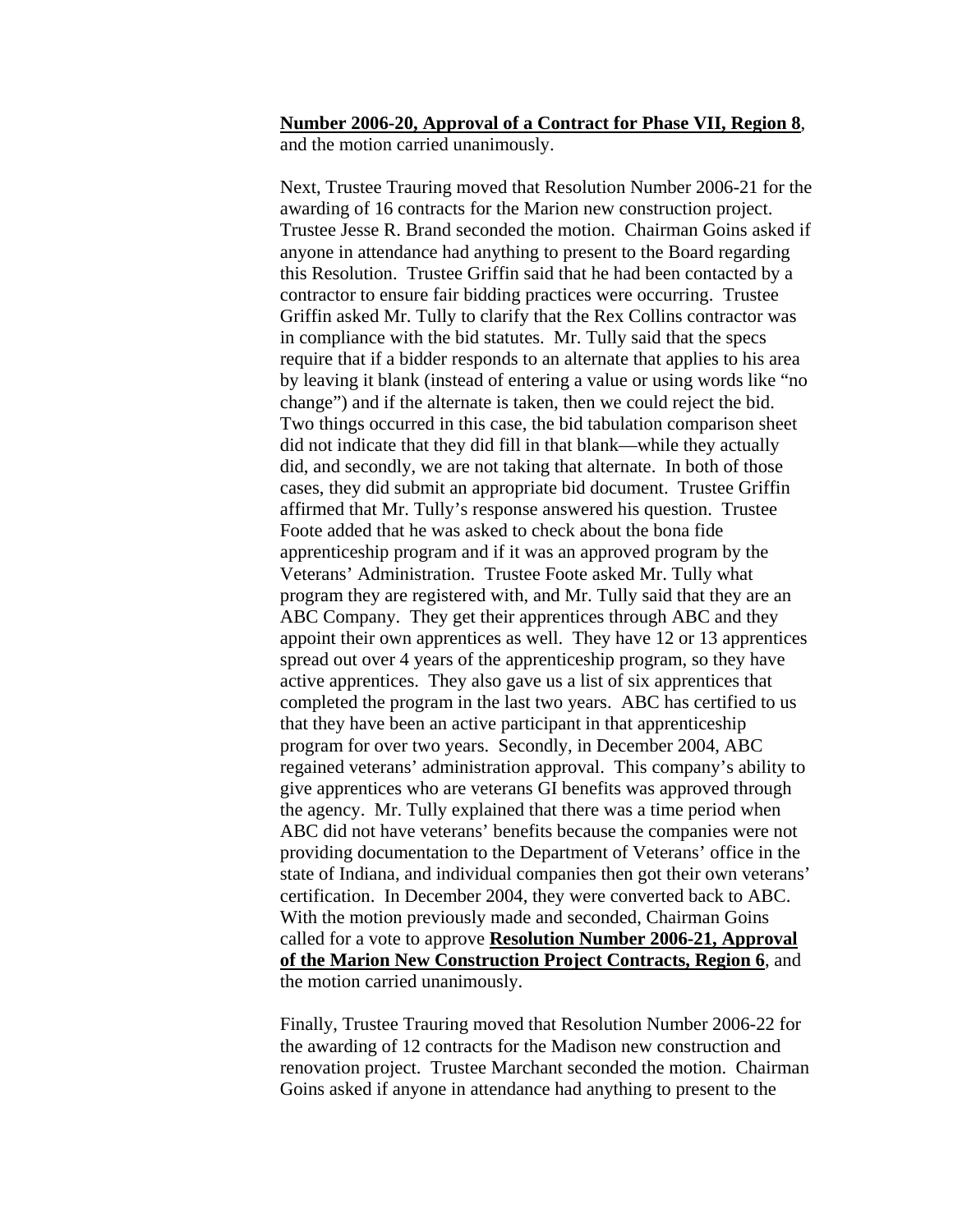**Number 2006-20, Approval of a Contract for Phase VII, Region 8**, and the motion carried unanimously.

Next, Trustee Trauring moved that Resolution Number 2006-21 for the awarding of 16 contracts for the Marion new construction project. Trustee Jesse R. Brand seconded the motion. Chairman Goins asked if anyone in attendance had anything to present to the Board regarding this Resolution. Trustee Griffin said that he had been contacted by a contractor to ensure fair bidding practices were occurring. Trustee Griffin asked Mr. Tully to clarify that the Rex Collins contractor was in compliance with the bid statutes. Mr. Tully said that the specs require that if a bidder responds to an alternate that applies to his area by leaving it blank (instead of entering a value or using words like "no change") and if the alternate is taken, then we could reject the bid. Two things occurred in this case, the bid tabulation comparison sheet did not indicate that they did fill in that blank—while they actually did, and secondly, we are not taking that alternate. In both of those cases, they did submit an appropriate bid document. Trustee Griffin affirmed that Mr. Tully's response answered his question. Trustee Foote added that he was asked to check about the bona fide apprenticeship program and if it was an approved program by the Veterans' Administration. Trustee Foote asked Mr. Tully what program they are registered with, and Mr. Tully said that they are an ABC Company. They get their apprentices through ABC and they appoint their own apprentices as well. They have 12 or 13 apprentices spread out over 4 years of the apprenticeship program, so they have active apprentices. They also gave us a list of six apprentices that completed the program in the last two years. ABC has certified to us that they have been an active participant in that apprenticeship program for over two years. Secondly, in December 2004, ABC regained veterans' administration approval. This company's ability to give apprentices who are veterans GI benefits was approved through the agency. Mr. Tully explained that there was a time period when ABC did not have veterans' benefits because the companies were not providing documentation to the Department of Veterans' office in the state of Indiana, and individual companies then got their own veterans' certification. In December 2004, they were converted back to ABC. With the motion previously made and seconded, Chairman Goins called for a vote to approve **Resolution Number 2006-21, Approval of the Marion New Construction Project Contracts, Region 6**, and the motion carried unanimously.

Finally, Trustee Trauring moved that Resolution Number 2006-22 for the awarding of 12 contracts for the Madison new construction and renovation project. Trustee Marchant seconded the motion. Chairman Goins asked if anyone in attendance had anything to present to the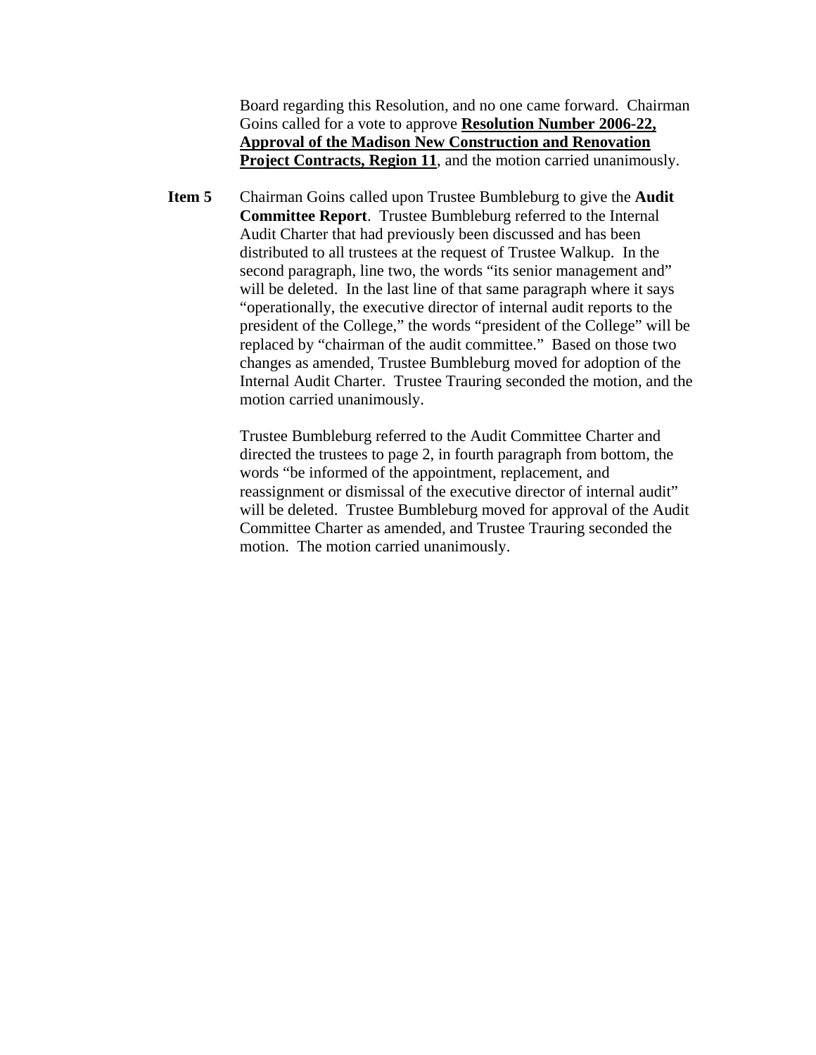Board regarding this Resolution, and no one came forward. Chairman Goins called for a vote to approve **Resolution Number 2006-22, Approval of the Madison New Construction and Renovation Project Contracts, Region 11**, and the motion carried unanimously.

**Item 5** Chairman Goins called upon Trustee Bumbleburg to give the **Audit Committee Report**. Trustee Bumbleburg referred to the Internal Audit Charter that had previously been discussed and has been distributed to all trustees at the request of Trustee Walkup. In the second paragraph, line two, the words "its senior management and" will be deleted. In the last line of that same paragraph where it says "operationally, the executive director of internal audit reports to the president of the College," the words "president of the College" will be replaced by "chairman of the audit committee." Based on those two changes as amended, Trustee Bumbleburg moved for adoption of the Internal Audit Charter. Trustee Trauring seconded the motion, and the motion carried unanimously.

Trustee Bumbleburg referred to the Audit Committee Charter and directed the trustees to page 2, in fourth paragraph from bottom, the words "be informed of the appointment, replacement, and reassignment or dismissal of the executive director of internal audit" will be deleted. Trustee Bumbleburg moved for approval of the Audit Committee Charter as amended, and Trustee Trauring seconded the motion. The motion carried unanimously.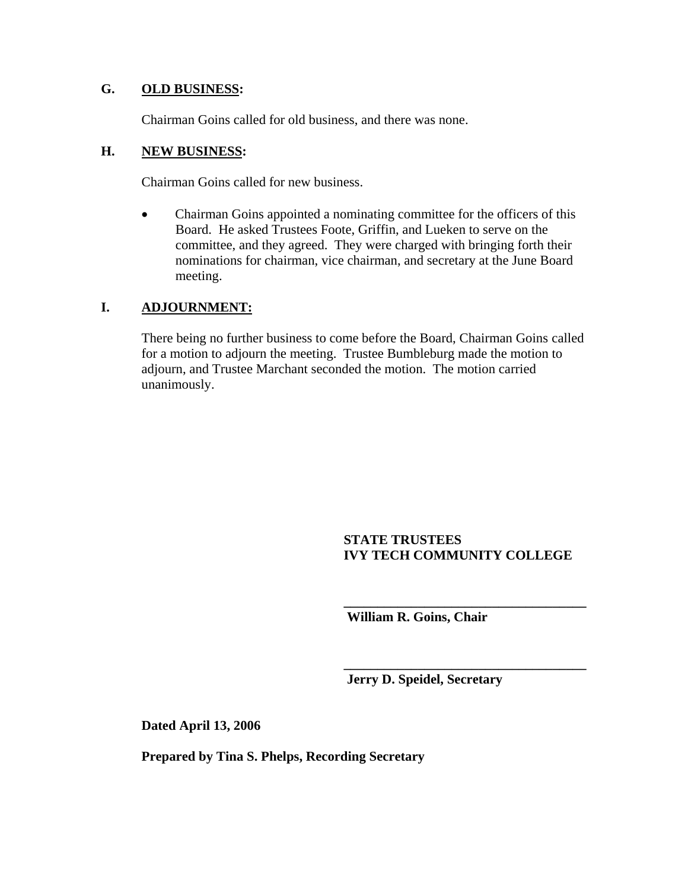## G. **OLD BUSINESS:**

Chairman Goins called for old business, and there was none.

## H. **NEW BUSINESS:**

Chairman Goins called for new business.

- Chairman Goins appointed a nominating committee for the officers of this Board. He asked Trustees Foote, Griffin, and Lueken to serve on the committee, and they agreed. They were charged with bringing forth their nominations for chairman, vice chairman, and secretary at the June Board meeting.

## I. **ADJOURNMENT:**

There being no further business to come before the Board, Chairman Goins called for a motion to adjourn the meeting. Trustee Bumbleburg made the motion to adjourn, and Trustee Marchant seconded the motion. The motion carried unanimously.

**STATE TRUSTEES**
**IVY TECH COMMUNITY COLLEGE**

\_\_\_\_\_\_\_\_\_\_\_\_\_\_\_\_\_\_\_\_\_\_\_\_\_\_\_\_\_\_\_\_\_\_\_\_

**William R. Goins, Chair**

\_\_\_\_\_\_\_\_\_\_\_\_\_\_\_\_\_\_\_\_\_\_\_\_\_\_\_\_\_\_\_\_\_\_\_\_

**Jerry D. Speidel, Secretary**

**Dated April 13, 2006**

**Prepared by Tina S. Phelps, Recording Secretary**